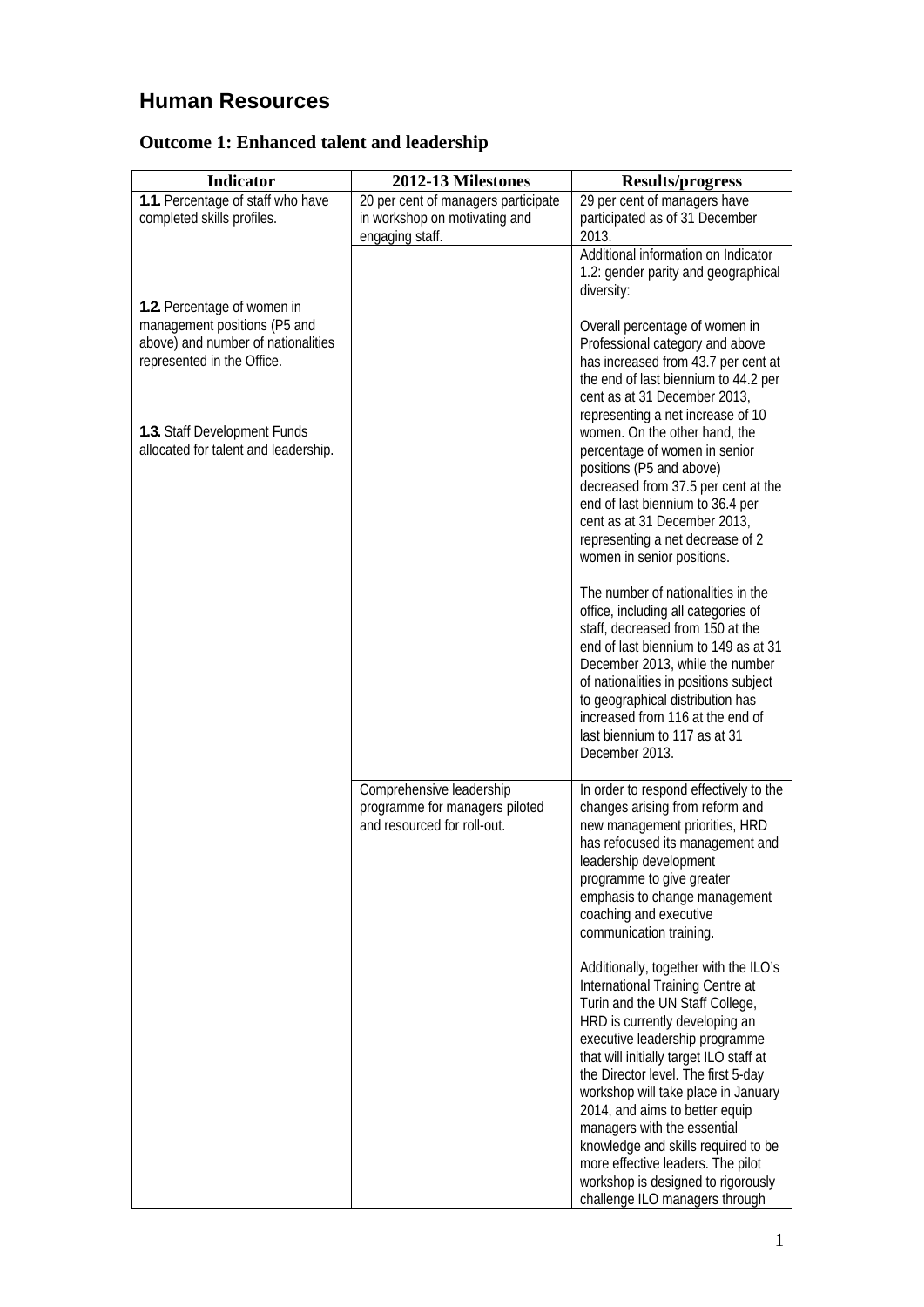# Human Resources

## Outcome 1: Enhanced talent and leadership

| Indicator | 2012-13 Milestones | Results/progress |
|---|---|---|
| **1.1.** Percentage of staff who have completed skills profiles.<br><br>**1.2.** Percentage of women in management positions (P5 and above) and number of nationalities represented in the Office.<br><br>**1.3.** Staff Development Funds allocated for talent and leadership. | 20 per cent of managers participate in workshop on motivating and engaging staff. | 29 per cent of managers have participated as of 31 December 2013. |
| | | Additional information on Indicator 1.2: gender parity and geographical diversity:<br><br>Overall percentage of women in Professional category and above has increased from 43.7 per cent at the end of last biennium to 44.2 per cent as at 31 December 2013, representing a net increase of 10 women. On the other hand, the percentage of women in senior positions (P5 and above) decreased from 37.5 per cent at the end of last biennium to 36.4 per cent as at 31 December 2013, representing a net decrease of 2 women in senior positions.<br><br>The number of nationalities in the office, including all categories of staff, decreased from 150 at the end of last biennium to 149 as at 31 December 2013, while the number of nationalities in positions subject to geographical distribution has increased from 116 at the end of last biennium to 117 as at 31 December 2013. |
| | Comprehensive leadership programme for managers piloted and resourced for roll-out. | In order to respond effectively to the changes arising from reform and new management priorities, HRD has refocused its management and leadership development programme to give greater emphasis to change management coaching and executive communication training.<br><br>Additionally, together with the ILO's International Training Centre at Turin and the UN Staff College, HRD is currently developing an executive leadership programme that will initially target ILO staff at the Director level. The first 5-day workshop will take place in January 2014, and aims to better equip managers with the essential knowledge and skills required to be more effective leaders. The pilot workshop is designed to rigorously challenge ILO managers through |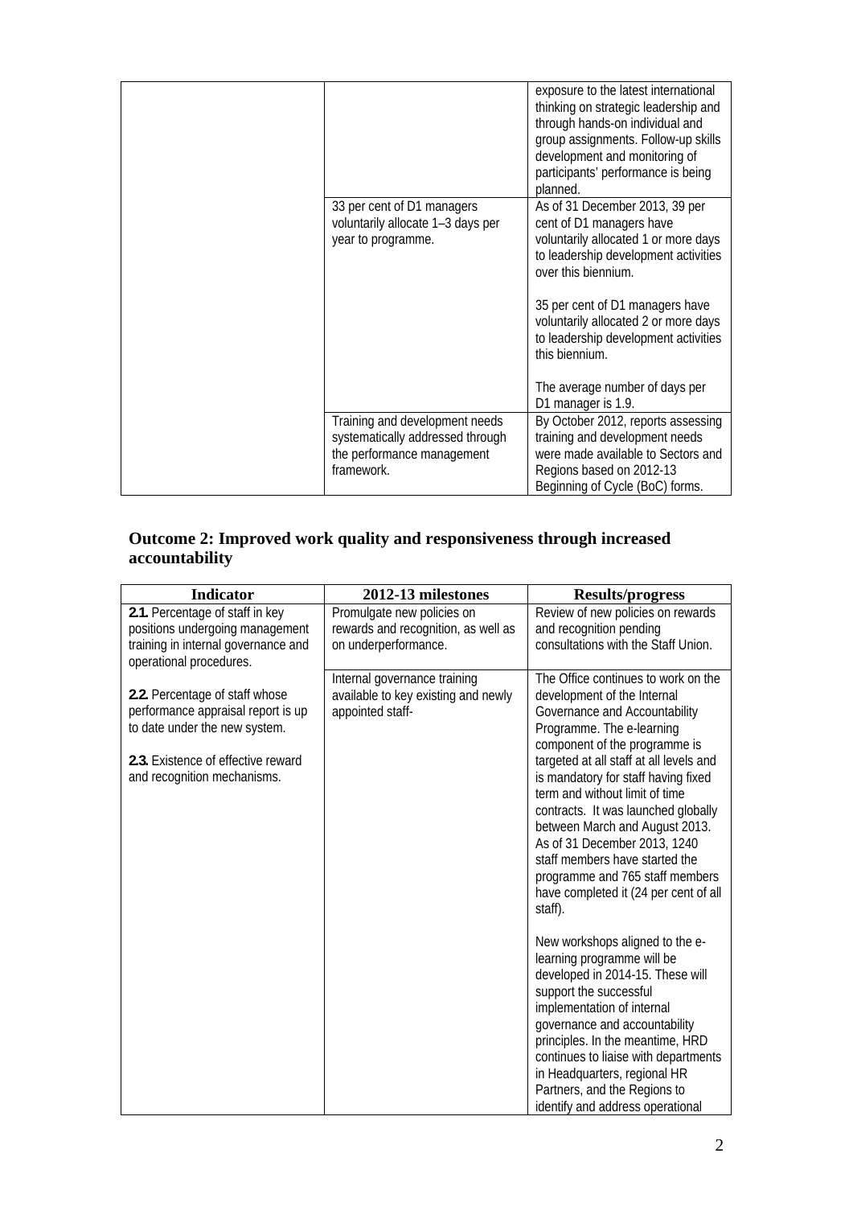| | | |
|---|---|---|
| | | exposure to the latest international thinking on strategic leadership and through hands-on individual and group assignments. Follow-up skills development and monitoring of participants' performance is being planned. |
| | 33 per cent of D1 managers voluntarily allocate 1–3 days per year to programme. | As of 31 December 2013, 39 per cent of D1 managers have voluntarily allocated 1 or more days to leadership development activities over this biennium.<br><br>35 per cent of D1 managers have voluntarily allocated 2 or more days to leadership development activities this biennium.<br><br>The average number of days per D1 manager is 1.9. |
| | Training and development needs systematically addressed through the performance management framework. | By October 2012, reports assessing training and development needs were made available to Sectors and Regions based on 2012-13 Beginning of Cycle (BoC) forms. |

## Outcome 2: Improved work quality and responsiveness through increased accountability

| Indicator | 2012-13 milestones | Results/progress |
|---|---|---|
| **2.1.** Percentage of staff in key positions undergoing management training in internal governance and operational procedures.<br><br>**2.2.** Percentage of staff whose performance appraisal report is up to date under the new system.<br><br>**2.3.** Existence of effective reward and recognition mechanisms. | Promulgate new policies on rewards and recognition, as well as on underperformance. | Review of new policies on rewards and recognition pending consultations with the Staff Union. |
| | Internal governance training available to key existing and newly appointed staff- | The Office continues to work on the development of the Internal Governance and Accountability Programme. The e-learning component of the programme is targeted at all staff at all levels and is mandatory for staff having fixed term and without limit of time contracts. It was launched globally between March and August 2013. As of 31 December 2013, 1240 staff members have started the programme and 765 staff members have completed it (24 per cent of all staff).<br><br>New workshops aligned to the e-learning programme will be developed in 2014-15. These will support the successful implementation of internal governance and accountability principles. In the meantime, HRD continues to liaise with departments in Headquarters, regional HR Partners, and the Regions to identify and address operational |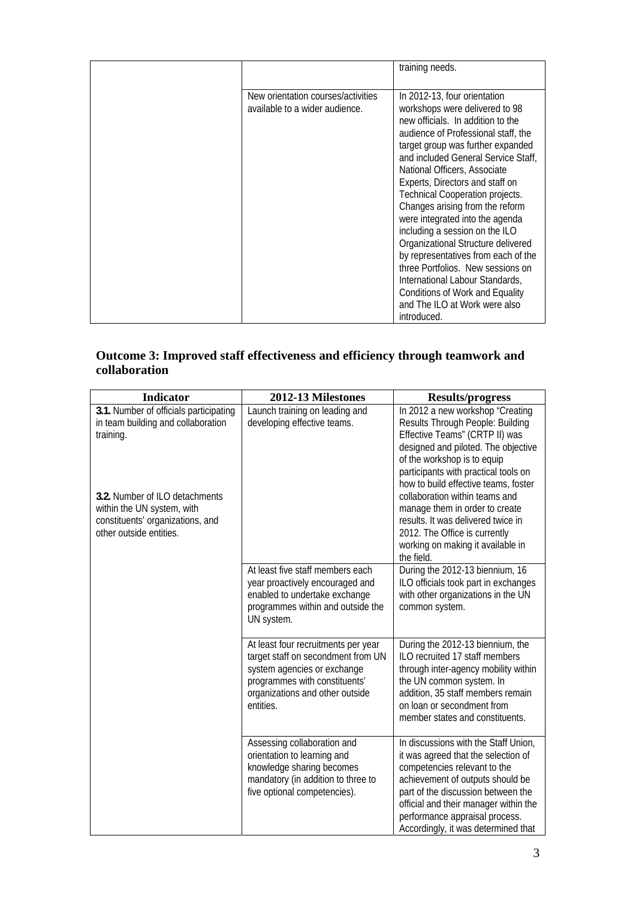| | | training needs. |
|---|---|---|
| | New orientation courses/activities available to a wider audience. | In 2012-13, four orientation workshops were delivered to 98 new officials. In addition to the audience of Professional staff, the target group was further expanded and included General Service Staff, National Officers, Associate Experts, Directors and staff on Technical Cooperation projects. Changes arising from the reform were integrated into the agenda including a session on the ILO Organizational Structure delivered by representatives from each of the three Portfolios. New sessions on International Labour Standards, Conditions of Work and Equality and The ILO at Work were also introduced. |

## Outcome 3: Improved staff effectiveness and efficiency through teamwork and collaboration

| Indicator | 2012-13 Milestones | Results/progress |
|---|---|---|
| **3.1.** Number of officials participating in team building and collaboration training.<br><br>**3.2.** Number of ILO detachments within the UN system, with constituents' organizations, and other outside entities. | Launch training on leading and developing effective teams. | In 2012 a new workshop "Creating Results Through People: Building Effective Teams" (CRTP II) was designed and piloted. The objective of the workshop is to equip participants with practical tools on how to build effective teams, foster collaboration within teams and manage them in order to create results. It was delivered twice in 2012. The Office is currently working on making it available in the field. |
| | At least five staff members each year proactively encouraged and enabled to undertake exchange programmes within and outside the UN system. | During the 2012-13 biennium, 16 ILO officials took part in exchanges with other organizations in the UN common system. |
| | At least four recruitments per year target staff on secondment from UN system agencies or exchange programmes with constituents' organizations and other outside entities. | During the 2012-13 biennium, the ILO recruited 17 staff members through inter-agency mobility within the UN common system. In addition, 35 staff members remain on loan or secondment from member states and constituents. |
| | Assessing collaboration and orientation to learning and knowledge sharing becomes mandatory (in addition to three to five optional competencies). | In discussions with the Staff Union, it was agreed that the selection of competencies relevant to the achievement of outputs should be part of the discussion between the official and their manager within the performance appraisal process. Accordingly, it was determined that |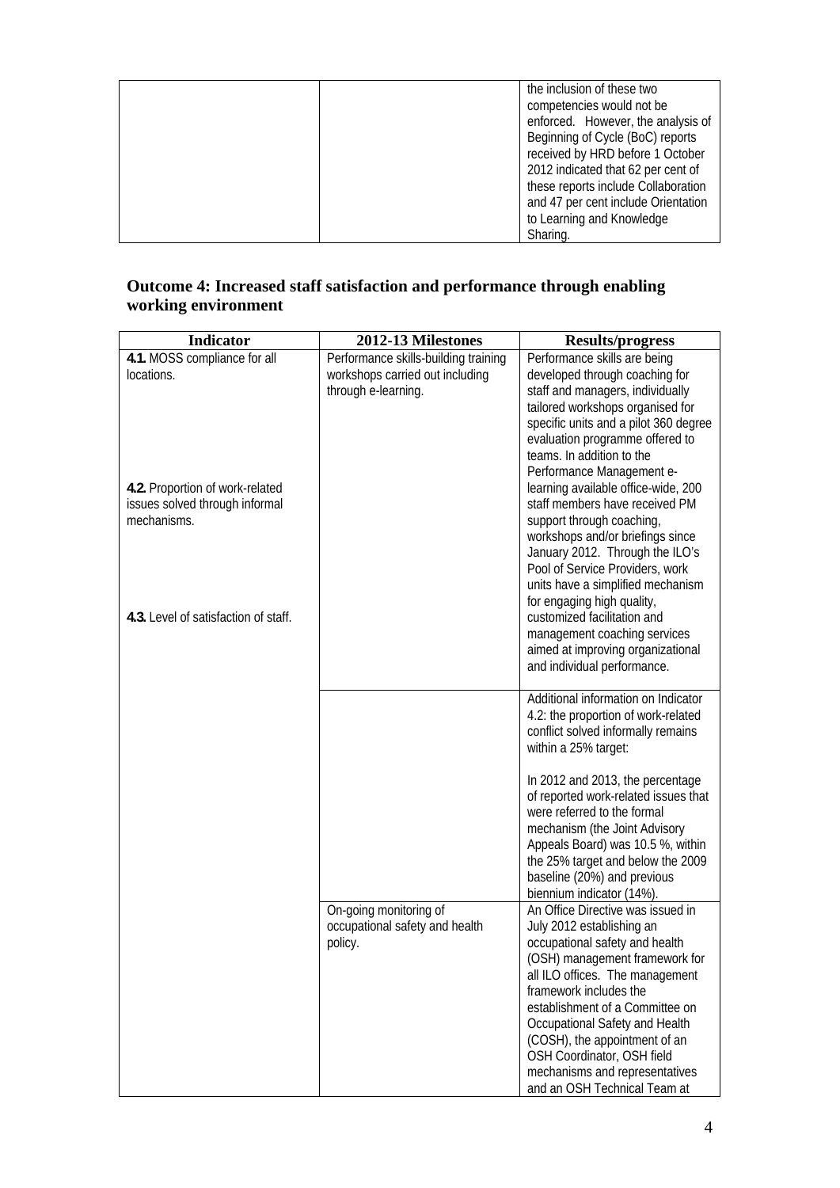| | | |
|---|---|---|
| | | the inclusion of these two competencies would not be enforced. However, the analysis of Beginning of Cycle (BoC) reports received by HRD before 1 October 2012 indicated that 62 per cent of these reports include Collaboration and 47 per cent include Orientation to Learning and Knowledge Sharing. |

## Outcome 4: Increased staff satisfaction and performance through enabling working environment

| Indicator | 2012-13 Milestones | Results/progress |
|---|---|---|
| **4.1.** MOSS compliance for all locations.<br><br>**4.2.** Proportion of work-related issues solved through informal mechanisms.<br><br>**4.3.** Level of satisfaction of staff. | Performance skills-building training workshops carried out including through e-learning. | Performance skills are being developed through coaching for staff and managers, individually tailored workshops organised for specific units and a pilot 360 degree evaluation programme offered to teams. In addition to the Performance Management e-learning available office-wide, 200 staff members have received PM support through coaching, workshops and/or briefings since January 2012. Through the ILO's Pool of Service Providers, work units have a simplified mechanism for engaging high quality, customized facilitation and management coaching services aimed at improving organizational and individual performance. |
| | | Additional information on Indicator 4.2: the proportion of work-related conflict solved informally remains within a 25% target:<br><br>In 2012 and 2013, the percentage of reported work-related issues that were referred to the formal mechanism (the Joint Advisory Appeals Board) was 10.5 %, within the 25% target and below the 2009 baseline (20%) and previous biennium indicator (14%). |
| | On-going monitoring of occupational safety and health policy. | An Office Directive was issued in July 2012 establishing an occupational safety and health (OSH) management framework for all ILO offices. The management framework includes the establishment of a Committee on Occupational Safety and Health (COSH), the appointment of an OSH Coordinator, OSH field mechanisms and representatives and an OSH Technical Team at |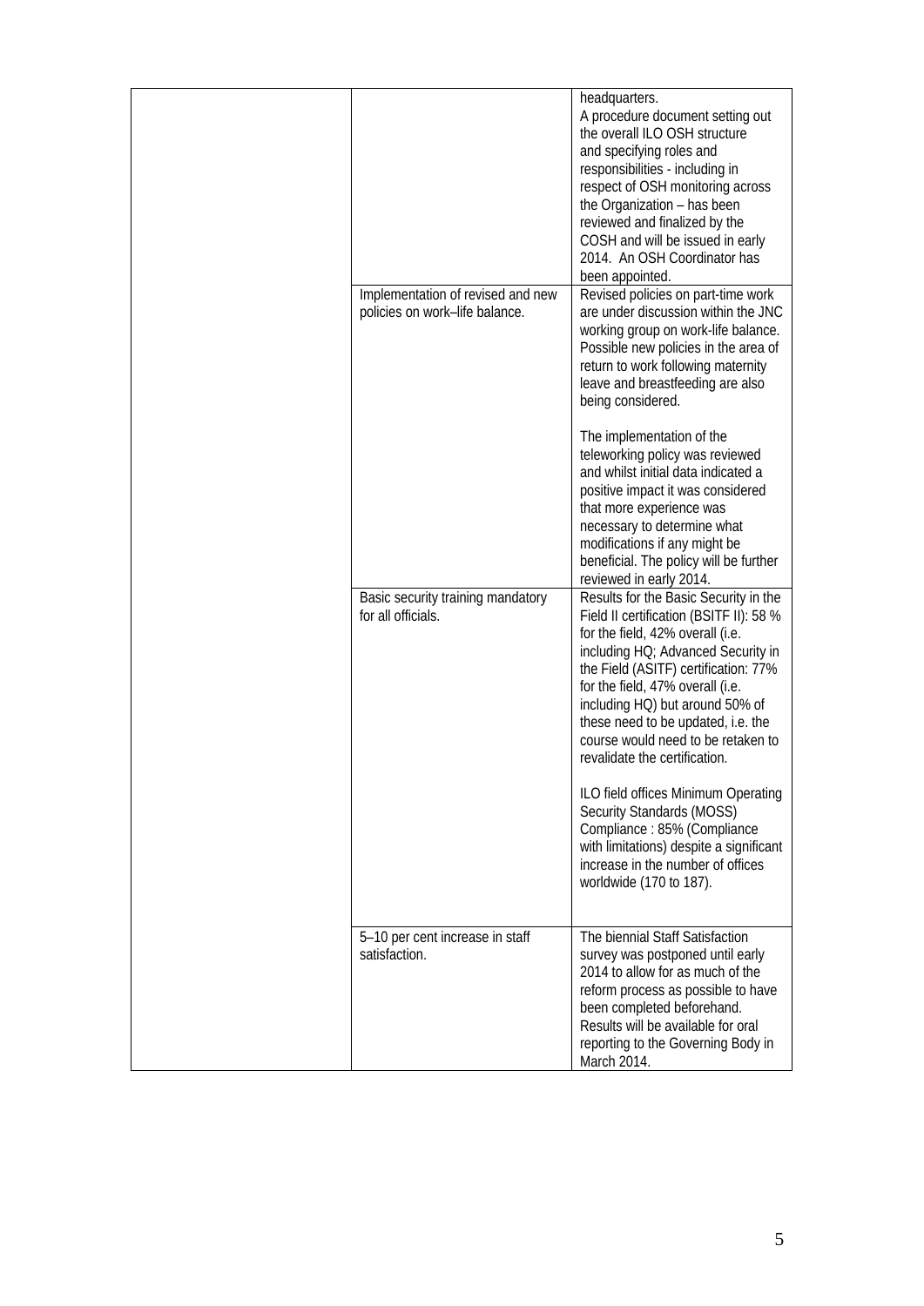| | | |
|---|---|---|
| | | headquarters. A procedure document setting out the overall ILO OSH structure and specifying roles and responsibilities - including in respect of OSH monitoring across the Organization – has been reviewed and finalized by the COSH and will be issued in early 2014. An OSH Coordinator has been appointed. |
| | Implementation of revised and new policies on work–life balance. | Revised policies on part-time work are under discussion within the JNC working group on work-life balance. Possible new policies in the area of return to work following maternity leave and breastfeeding are also being considered.<br><br>The implementation of the teleworking policy was reviewed and whilst initial data indicated a positive impact it was considered that more experience was necessary to determine what modifications if any might be beneficial. The policy will be further reviewed in early 2014. |
| | Basic security training mandatory for all officials. | Results for the Basic Security in the Field II certification (BSITF II): 58 % for the field, 42% overall (i.e. including HQ; Advanced Security in the Field (ASITF) certification: 77% for the field, 47% overall (i.e. including HQ) but around 50% of these need to be updated, i.e. the course would need to be retaken to revalidate the certification.<br><br>ILO field offices Minimum Operating Security Standards (MOSS) Compliance : 85% (Compliance with limitations) despite a significant increase in the number of offices worldwide (170 to 187). |
| | 5–10 per cent increase in staff satisfaction. | The biennial Staff Satisfaction survey was postponed until early 2014 to allow for as much of the reform process as possible to have been completed beforehand. Results will be available for oral reporting to the Governing Body in March 2014. |